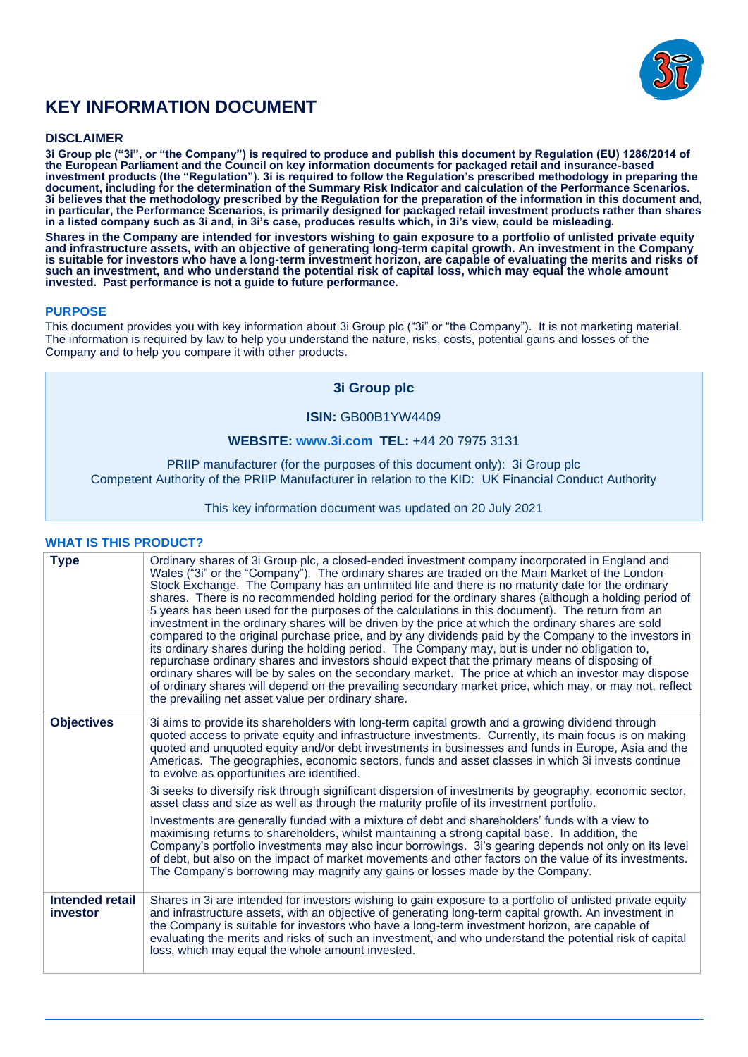# KEY INFORMATION DOCUMENT

## DISCLAIMER

**3i Group plc ("3i", or "the Company") is required to produce and publish this document by Regulation (EU) 1286/2014 of the European Parliament and the Council on key information documents for packaged retail and insurance-based investment products (the "Regulation"). 3i is required to follow the Regulation's prescribed methodology in preparing the document, including for the determination of the Summary Risk Indicator and calculation of the Performance Scenarios. 3i believes that the methodology prescribed by the Regulation for the preparation of the information in this document and, in particular, the Performance Scenarios, is primarily designed for packaged retail investment products rather than shares in a listed company such as 3i and, in 3i's case, produces results which, in 3i's view, could be misleading.**

**Shares in the Company are intended for investors wishing to gain exposure to a portfolio of unlisted private equity and infrastructure assets, with an objective of generating long-term capital growth. An investment in the Company is suitable for investors who have a long-term investment horizon, are capable of evaluating the merits and risks of such an investment, and who understand the potential risk of capital loss, which may equal the whole amount invested. Past performance is not a guide to future performance.**

## PURPOSE

This document provides you with key information about 3i Group plc ("3i" or "the Company"). It is not marketing material. The information is required by law to help you understand the nature, risks, costs, potential gains and losses of the Company and to help you compare it with other products.

**3i Group plc**

**ISIN:** GB00B1YW4409

**WEBSITE:** www.3i.com **TEL:** +44 20 7975 3131

PRIIP manufacturer (for the purposes of this document only): 3i Group plc
Competent Authority of the PRIIP Manufacturer in relation to the KID: UK Financial Conduct Authority

This key information document was updated on 20 July 2021

## WHAT IS THIS PRODUCT?

| | |
|---|---|
| **Type** | Ordinary shares of 3i Group plc, a closed-ended investment company incorporated in England and Wales ("3i" or the "Company"). The ordinary shares are traded on the Main Market of the London Stock Exchange. The Company has an unlimited life and there is no maturity date for the ordinary shares. There is no recommended holding period for the ordinary shares (although a holding period of 5 years has been used for the purposes of the calculations in this document). The return from an investment in the ordinary shares will be driven by the price at which the ordinary shares are sold compared to the original purchase price, and by any dividends paid by the Company to the investors in its ordinary shares during the holding period. The Company may, but is under no obligation to, repurchase ordinary shares and investors should expect that the primary means of disposing of ordinary shares will be by sales on the secondary market. The price at which an investor may dispose of ordinary shares will depend on the prevailing secondary market price, which may, or may not, reflect the prevailing net asset value per ordinary share. |
| **Objectives** | 3i aims to provide its shareholders with long-term capital growth and a growing dividend through quoted access to private equity and infrastructure investments. Currently, its main focus is on making quoted and unquoted equity and/or debt investments in businesses and funds in Europe, Asia and the Americas. The geographies, economic sectors, funds and asset classes in which 3i invests continue to evolve as opportunities are identified.<br><br>3i seeks to diversify risk through significant dispersion of investments by geography, economic sector, asset class and size as well as through the maturity profile of its investment portfolio.<br><br>Investments are generally funded with a mixture of debt and shareholders' funds with a view to maximising returns to shareholders, whilst maintaining a strong capital base. In addition, the Company's portfolio investments may also incur borrowings. 3i's gearing depends not only on its level of debt, but also on the impact of market movements and other factors on the value of its investments. The Company's borrowing may magnify any gains or losses made by the Company. |
| **Intended retail investor** | Shares in 3i are intended for investors wishing to gain exposure to a portfolio of unlisted private equity and infrastructure assets, with an objective of generating long-term capital growth. An investment in the Company is suitable for investors who have a long-term investment horizon, are capable of evaluating the merits and risks of such an investment, and who understand the potential risk of capital loss, which may equal the whole amount invested. |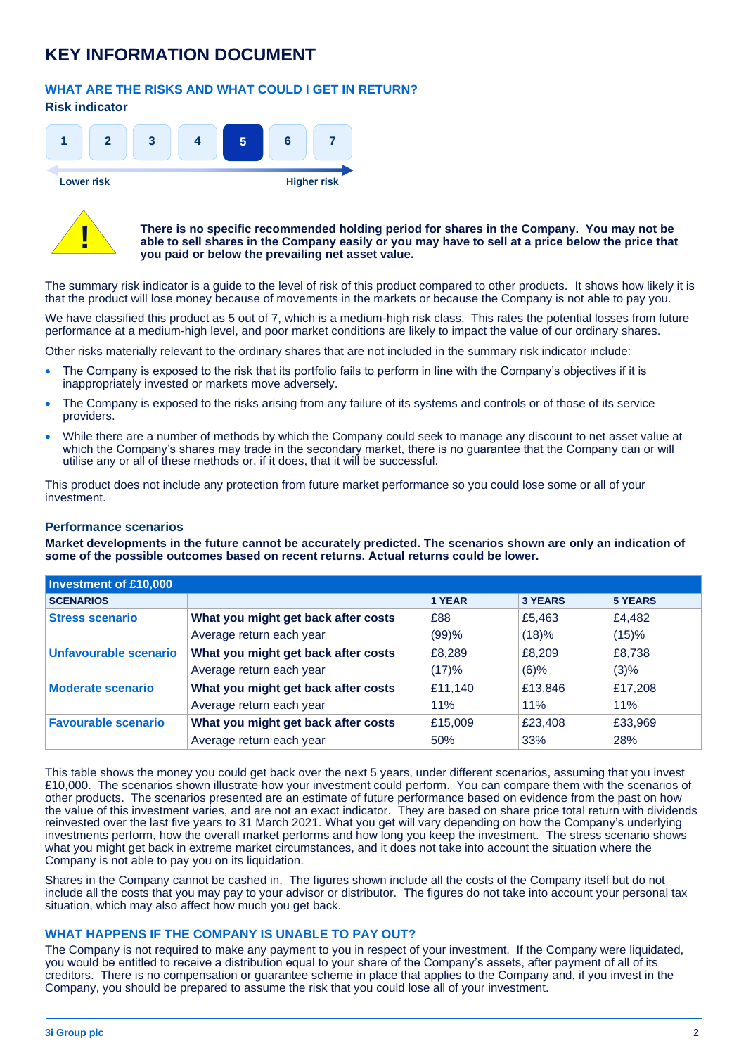# KEY INFORMATION DOCUMENT

## WHAT ARE THE RISKS AND WHAT COULD I GET IN RETURN?

### Risk indicator

| 1 | 2 | 3 | 4 | **5** | 6 | 7 |
|---|---|---|---|---|---|---|

Lower risk — Higher risk

**There is no specific recommended holding period for shares in the Company. You may not be able to sell shares in the Company easily or you may have to sell at a price below the price that you paid or below the prevailing net asset value.**

The summary risk indicator is a guide to the level of risk of this product compared to other products. It shows how likely it is that the product will lose money because of movements in the markets or because the Company is not able to pay you.

We have classified this product as 5 out of 7, which is a medium-high risk class. This rates the potential losses from future performance at a medium-high level, and poor market conditions are likely to impact the value of our ordinary shares.

Other risks materially relevant to the ordinary shares that are not included in the summary risk indicator include:

- The Company is exposed to the risk that its portfolio fails to perform in line with the Company's objectives if it is inappropriately invested or markets move adversely.
- The Company is exposed to the risks arising from any failure of its systems and controls or of those of its service providers.
- While there are a number of methods by which the Company could seek to manage any discount to net asset value at which the Company's shares may trade in the secondary market, there is no guarantee that the Company can or will utilise any or all of these methods or, if it does, that it will be successful.

This product does not include any protection from future market performance so you could lose some or all of your investment.

### Performance scenarios

**Market developments in the future cannot be accurately predicted. The scenarios shown are only an indication of some of the possible outcomes based on recent returns. Actual returns could be lower.**

| Investment of £10,000 | | | | |
|---|---|---|---|---|
| **SCENARIOS** | | **1 YEAR** | **3 YEARS** | **5 YEARS** |
| **Stress scenario** | **What you might get back after costs** | £88 | £5,463 | £4,482 |
| | Average return each year | (99)% | (18)% | (15)% |
| **Unfavourable scenario** | **What you might get back after costs** | £8,289 | £8,209 | £8,738 |
| | Average return each year | (17)% | (6)% | (3)% |
| **Moderate scenario** | **What you might get back after costs** | £11,140 | £13,846 | £17,208 |
| | Average return each year | 11% | 11% | 11% |
| **Favourable scenario** | **What you might get back after costs** | £15,009 | £23,408 | £33,969 |
| | Average return each year | 50% | 33% | 28% |

This table shows the money you could get back over the next 5 years, under different scenarios, assuming that you invest £10,000. The scenarios shown illustrate how your investment could perform. You can compare them with the scenarios of other products. The scenarios presented are an estimate of future performance based on evidence from the past on how the value of this investment varies, and are not an exact indicator. They are based on share price total return with dividends reinvested over the last five years to 31 March 2021. What you get will vary depending on how the Company's underlying investments perform, how the overall market performs and how long you keep the investment. The stress scenario shows what you might get back in extreme market circumstances, and it does not take into account the situation where the Company is not able to pay you on its liquidation.

Shares in the Company cannot be cashed in. The figures shown include all the costs of the Company itself but do not include all the costs that you may pay to your advisor or distributor. The figures do not take into account your personal tax situation, which may also affect how much you get back.

## WHAT HAPPENS IF THE COMPANY IS UNABLE TO PAY OUT?

The Company is not required to make any payment to you in respect of your investment. If the Company were liquidated, you would be entitled to receive a distribution equal to your share of the Company's assets, after payment of all of its creditors. There is no compensation or guarantee scheme in place that applies to the Company and, if you invest in the Company, you should be prepared to assume the risk that you could lose all of your investment.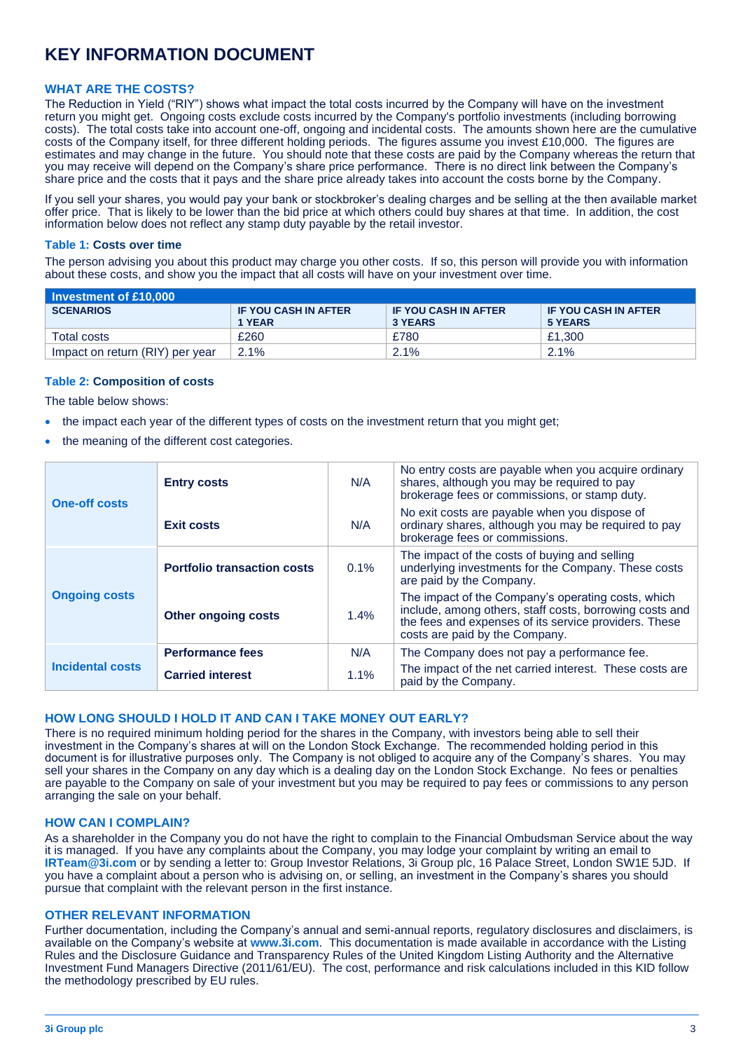# KEY INFORMATION DOCUMENT

### WHAT ARE THE COSTS?

The Reduction in Yield ("RIY") shows what impact the total costs incurred by the Company will have on the investment return you might get. Ongoing costs exclude costs incurred by the Company's portfolio investments (including borrowing costs). The total costs take into account one-off, ongoing and incidental costs. The amounts shown here are the cumulative costs of the Company itself, for three different holding periods. The figures assume you invest £10,000. The figures are estimates and may change in the future. You should note that these costs are paid by the Company whereas the return that you may receive will depend on the Company's share price performance. There is no direct link between the Company's share price and the costs that it pays and the share price already takes into account the costs borne by the Company.

If you sell your shares, you would pay your bank or stockbroker's dealing charges and be selling at the then available market offer price. That is likely to be lower than the bid price at which others could buy shares at that time. In addition, the cost information below does not reflect any stamp duty payable by the retail investor.

#### Table 1: Costs over time

The person advising you about this product may charge you other costs. If so, this person will provide you with information about these costs, and show you the impact that all costs will have on your investment over time.

| Investment of £10,000 | | | |
|---|---|---|---|
| SCENARIOS | IF YOU CASH IN AFTER 1 YEAR | IF YOU CASH IN AFTER 3 YEARS | IF YOU CASH IN AFTER 5 YEARS |
| Total costs | £260 | £780 | £1,300 |
| Impact on return (RIY) per year | 2.1% | 2.1% | 2.1% |

#### Table 2: Composition of costs

The table below shows:

- the impact each year of the different types of costs on the investment return that you might get;
- the meaning of the different cost categories.

| | | | |
|---|---|---|---|
| One-off costs | **Entry costs** | N/A | No entry costs are payable when you acquire ordinary shares, although you may be required to pay brokerage fees or commissions, or stamp duty. |
| | **Exit costs** | N/A | No exit costs are payable when you dispose of ordinary shares, although you may be required to pay brokerage fees or commissions. |
| Ongoing costs | **Portfolio transaction costs** | 0.1% | The impact of the costs of buying and selling underlying investments for the Company. These costs are paid by the Company. |
| | **Other ongoing costs** | 1.4% | The impact of the Company's operating costs, which include, among others, staff costs, borrowing costs and the fees and expenses of its service providers. These costs are paid by the Company. |
| Incidental costs | **Performance fees** | N/A | The Company does not pay a performance fee. |
| | **Carried interest** | 1.1% | The impact of the net carried interest. These costs are paid by the Company. |

### HOW LONG SHOULD I HOLD IT AND CAN I TAKE MONEY OUT EARLY?

There is no required minimum holding period for the shares in the Company, with investors being able to sell their investment in the Company's shares at will on the London Stock Exchange. The recommended holding period in this document is for illustrative purposes only. The Company is not obliged to acquire any of the Company's shares. You may sell your shares in the Company on any day which is a dealing day on the London Stock Exchange. No fees or penalties are payable to the Company on sale of your investment but you may be required to pay fees or commissions to any person arranging the sale on your behalf.

### HOW CAN I COMPLAIN?

As a shareholder in the Company you do not have the right to complain to the Financial Ombudsman Service about the way it is managed. If you have any complaints about the Company, you may lodge your complaint by writing an email to **IRTeam@3i.com** or by sending a letter to: Group Investor Relations, 3i Group plc, 16 Palace Street, London SW1E 5JD. If you have a complaint about a person who is advising on, or selling, an investment in the Company's shares you should pursue that complaint with the relevant person in the first instance.

### OTHER RELEVANT INFORMATION

Further documentation, including the Company's annual and semi-annual reports, regulatory disclosures and disclaimers, is available on the Company's website at **www.3i.com**. This documentation is made available in accordance with the Listing Rules and the Disclosure Guidance and Transparency Rules of the United Kingdom Listing Authority and the Alternative Investment Fund Managers Directive (2011/61/EU). The cost, performance and risk calculations included in this KID follow the methodology prescribed by EU rules.